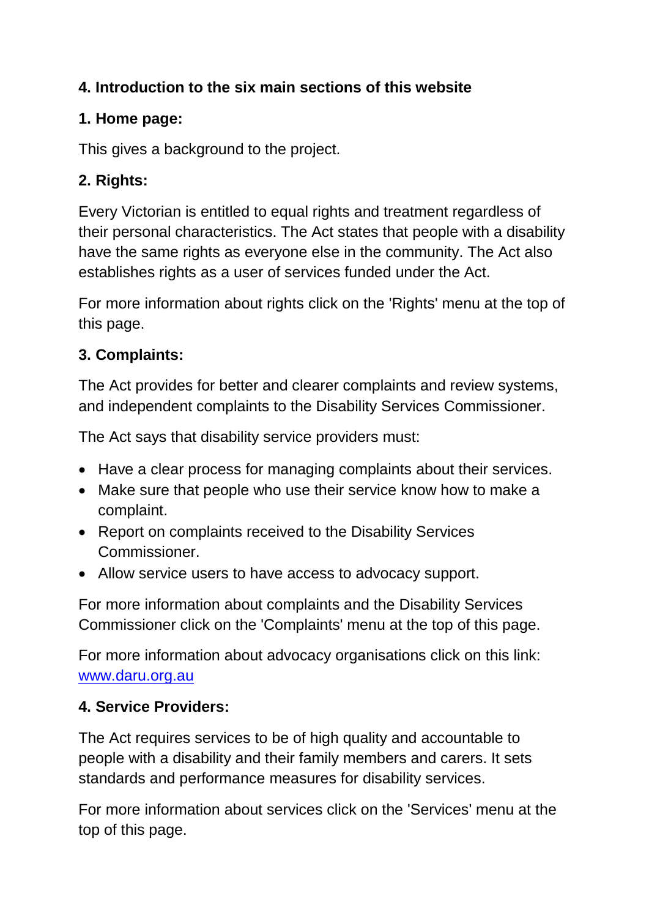## 4. Introduction to the six main sections of this website

### 1. Home page:

This gives a background to the project.

### 2. Rights:

Every Victorian is entitled to equal rights and treatment regardless of their personal characteristics. The Act states that people with a disability have the same rights as everyone else in the community. The Act also establishes rights as a user of services funded under the Act.

For more information about rights click on the 'Rights' menu at the top of this page.

### 3. Complaints:

The Act provides for better and clearer complaints and review systems, and independent complaints to the Disability Services Commissioner.

The Act says that disability service providers must:

- Have a clear process for managing complaints about their services.
- Make sure that people who use their service know how to make a complaint.
- Report on complaints received to the Disability Services Commissioner.
- Allow service users to have access to advocacy support.

For more information about complaints and the Disability Services Commissioner click on the 'Complaints' menu at the top of this page.

For more information about advocacy organisations click on this link: [www.daru.org.au](http://www.daru.org.au)

### 4. Service Providers:

The Act requires services to be of high quality and accountable to people with a disability and their family members and carers. It sets standards and performance measures for disability services.

For more information about services click on the 'Services' menu at the top of this page.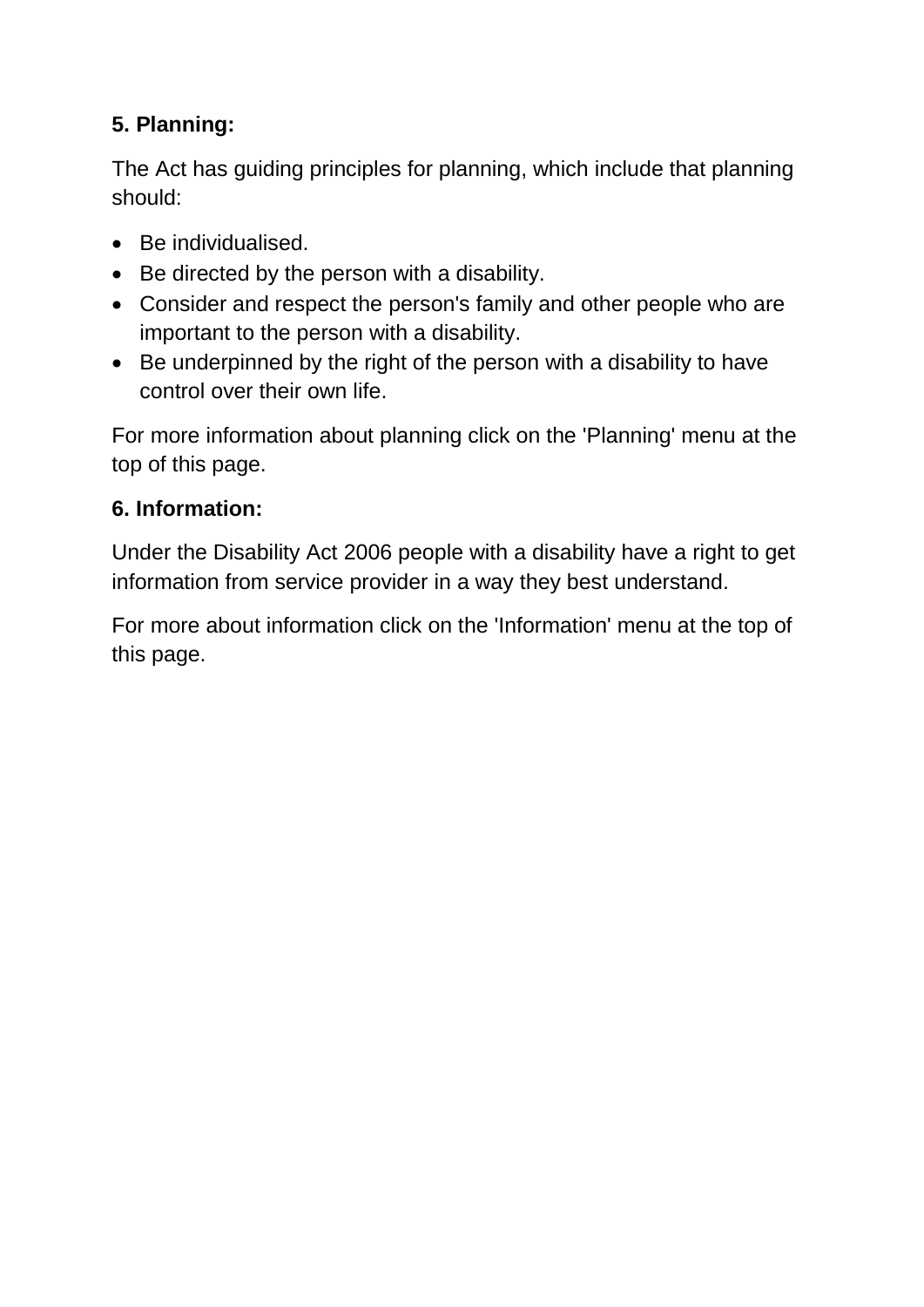**5. Planning:**

The Act has guiding principles for planning, which include that planning should:

- Be individualised.
- Be directed by the person with a disability.
- Consider and respect the person's family and other people who are important to the person with a disability.
- Be underpinned by the right of the person with a disability to have control over their own life.

For more information about planning click on the 'Planning' menu at the top of this page.

**6. Information:**

Under the Disability Act 2006 people with a disability have a right to get information from service provider in a way they best understand.

For more about information click on the 'Information' menu at the top of this page.